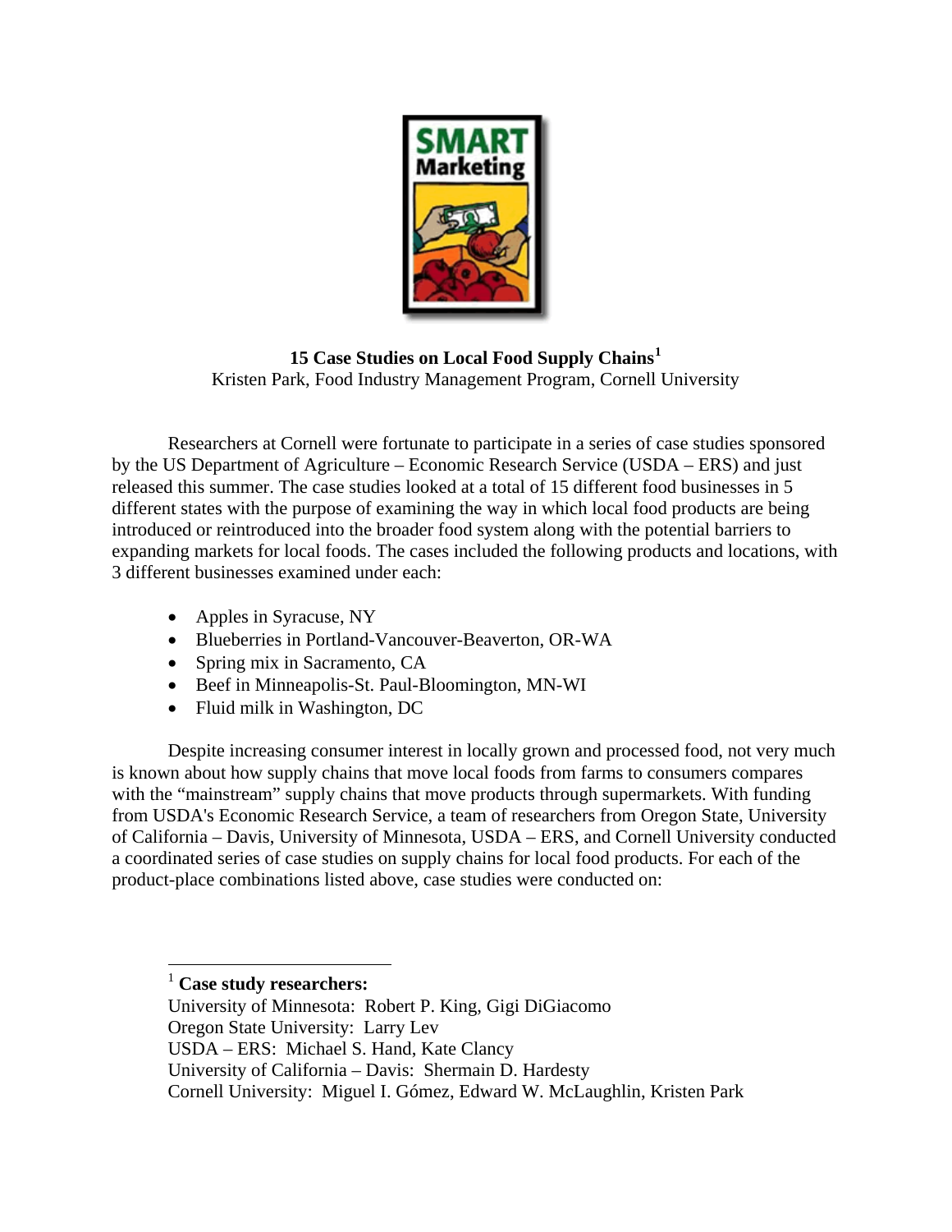# 15 Case Studies on Local Food Supply Chains[1]

Kristen Park, Food Industry Management Program, Cornell University

Researchers at Cornell were fortunate to participate in a series of case studies sponsored by the US Department of Agriculture – Economic Research Service (USDA – ERS) and just released this summer. The case studies looked at a total of 15 different food businesses in 5 different states with the purpose of examining the way in which local food products are being introduced or reintroduced into the broader food system along with the potential barriers to expanding markets for local foods. The cases included the following products and locations, with 3 different businesses examined under each:

- Apples in Syracuse, NY
- Blueberries in Portland-Vancouver-Beaverton, OR-WA
- Spring mix in Sacramento, CA
- Beef in Minneapolis-St. Paul-Bloomington, MN-WI
- Fluid milk in Washington, DC

Despite increasing consumer interest in locally grown and processed food, not very much is known about how supply chains that move local foods from farms to consumers compares with the "mainstream" supply chains that move products through supermarkets. With funding from USDA's Economic Research Service, a team of researchers from Oregon State, University of California – Davis, University of Minnesota, USDA – ERS, and Cornell University conducted a coordinated series of case studies on supply chains for local food products. For each of the product-place combinations listed above, case studies were conducted on:

---

[1] **Case study researchers:**
University of Minnesota: Robert P. King, Gigi DiGiacomo
Oregon State University: Larry Lev
USDA – ERS: Michael S. Hand, Kate Clancy
University of California – Davis: Shermain D. Hardesty
Cornell University: Miguel I. Gómez, Edward W. McLaughlin, Kristen Park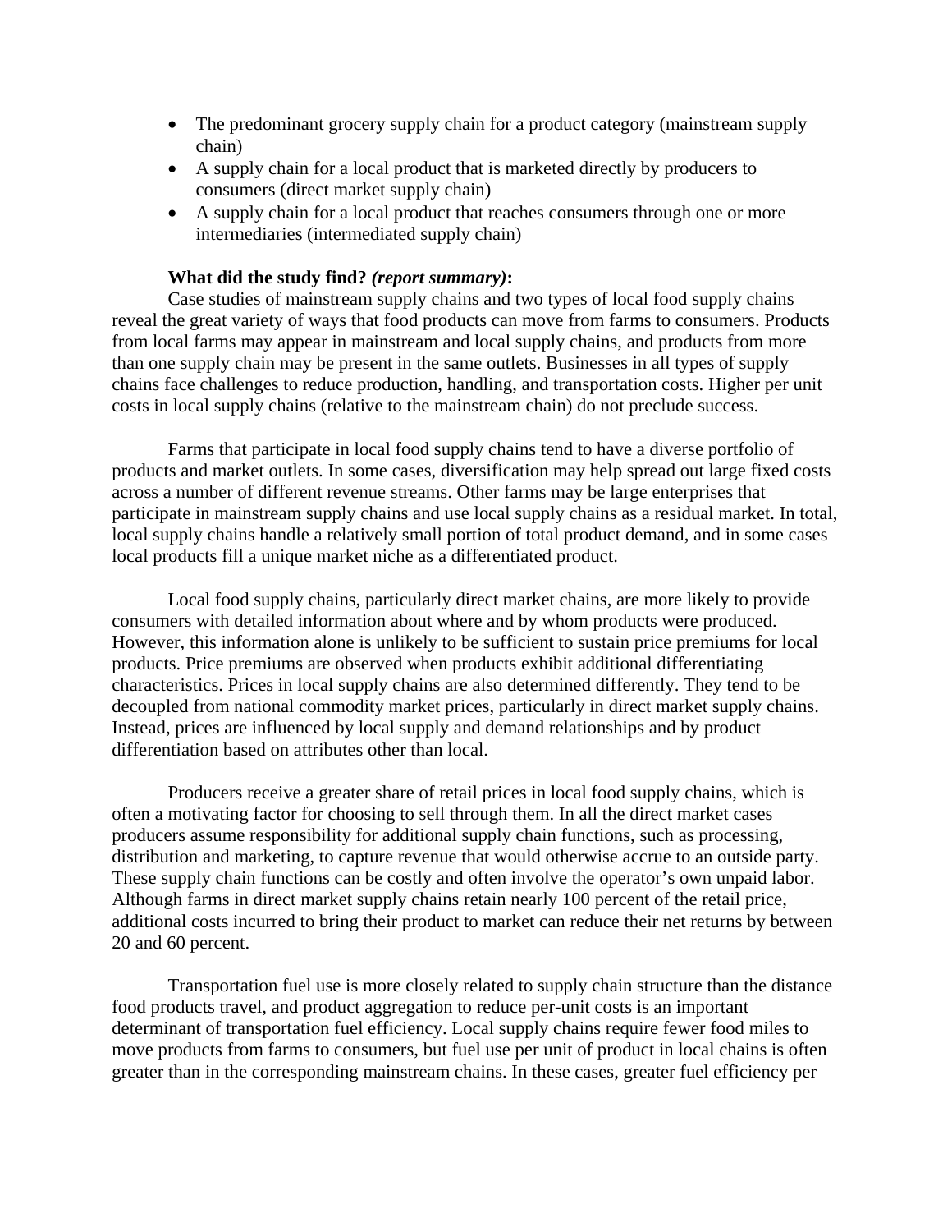- The predominant grocery supply chain for a product category (mainstream supply chain)
- A supply chain for a local product that is marketed directly by producers to consumers (direct market supply chain)
- A supply chain for a local product that reaches consumers through one or more intermediaries (intermediated supply chain)

**What did the study find?** ***(report summary)*****:**

Case studies of mainstream supply chains and two types of local food supply chains reveal the great variety of ways that food products can move from farms to consumers. Products from local farms may appear in mainstream and local supply chains, and products from more than one supply chain may be present in the same outlets. Businesses in all types of supply chains face challenges to reduce production, handling, and transportation costs. Higher per unit costs in local supply chains (relative to the mainstream chain) do not preclude success.

Farms that participate in local food supply chains tend to have a diverse portfolio of products and market outlets. In some cases, diversification may help spread out large fixed costs across a number of different revenue streams. Other farms may be large enterprises that participate in mainstream supply chains and use local supply chains as a residual market. In total, local supply chains handle a relatively small portion of total product demand, and in some cases local products fill a unique market niche as a differentiated product.

Local food supply chains, particularly direct market chains, are more likely to provide consumers with detailed information about where and by whom products were produced. However, this information alone is unlikely to be sufficient to sustain price premiums for local products. Price premiums are observed when products exhibit additional differentiating characteristics. Prices in local supply chains are also determined differently. They tend to be decoupled from national commodity market prices, particularly in direct market supply chains. Instead, prices are influenced by local supply and demand relationships and by product differentiation based on attributes other than local.

Producers receive a greater share of retail prices in local food supply chains, which is often a motivating factor for choosing to sell through them. In all the direct market cases producers assume responsibility for additional supply chain functions, such as processing, distribution and marketing, to capture revenue that would otherwise accrue to an outside party. These supply chain functions can be costly and often involve the operator's own unpaid labor. Although farms in direct market supply chains retain nearly 100 percent of the retail price, additional costs incurred to bring their product to market can reduce their net returns by between 20 and 60 percent.

Transportation fuel use is more closely related to supply chain structure than the distance food products travel, and product aggregation to reduce per-unit costs is an important determinant of transportation fuel efficiency. Local supply chains require fewer food miles to move products from farms to consumers, but fuel use per unit of product in local chains is often greater than in the corresponding mainstream chains. In these cases, greater fuel efficiency per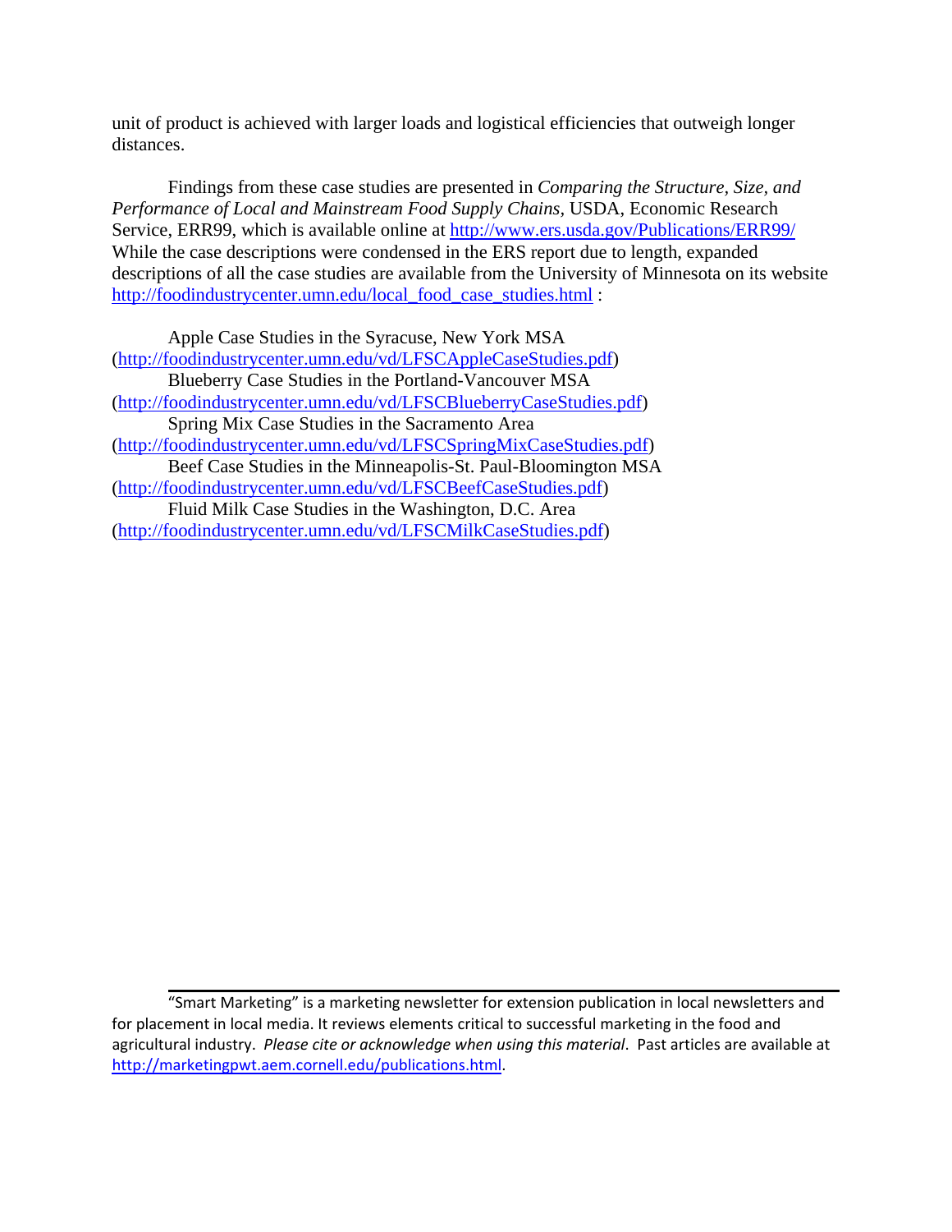unit of product is achieved with larger loads and logistical efficiencies that outweigh longer distances.

Findings from these case studies are presented in *Comparing the Structure, Size, and Performance of Local and Mainstream Food Supply Chains*, USDA, Economic Research Service, ERR99, which is available online at http://www.ers.usda.gov/Publications/ERR99/ While the case descriptions were condensed in the ERS report due to length, expanded descriptions of all the case studies are available from the University of Minnesota on its website http://foodindustrycenter.umn.edu/local_food_case_studies.html :

Apple Case Studies in the Syracuse, New York MSA (http://foodindustrycenter.umn.edu/vd/LFSCAppleCaseStudies.pdf)
Blueberry Case Studies in the Portland-Vancouver MSA (http://foodindustrycenter.umn.edu/vd/LFSCBlueberryCaseStudies.pdf)
Spring Mix Case Studies in the Sacramento Area (http://foodindustrycenter.umn.edu/vd/LFSCSpringMixCaseStudies.pdf)
Beef Case Studies in the Minneapolis-St. Paul-Bloomington MSA (http://foodindustrycenter.umn.edu/vd/LFSCBeefCaseStudies.pdf)
Fluid Milk Case Studies in the Washington, D.C. Area (http://foodindustrycenter.umn.edu/vd/LFSCMilkCaseStudies.pdf)

---

"Smart Marketing" is a marketing newsletter for extension publication in local newsletters and for placement in local media. It reviews elements critical to successful marketing in the food and agricultural industry. *Please cite or acknowledge when using this material*. Past articles are available at http://marketingpwt.aem.cornell.edu/publications.html.